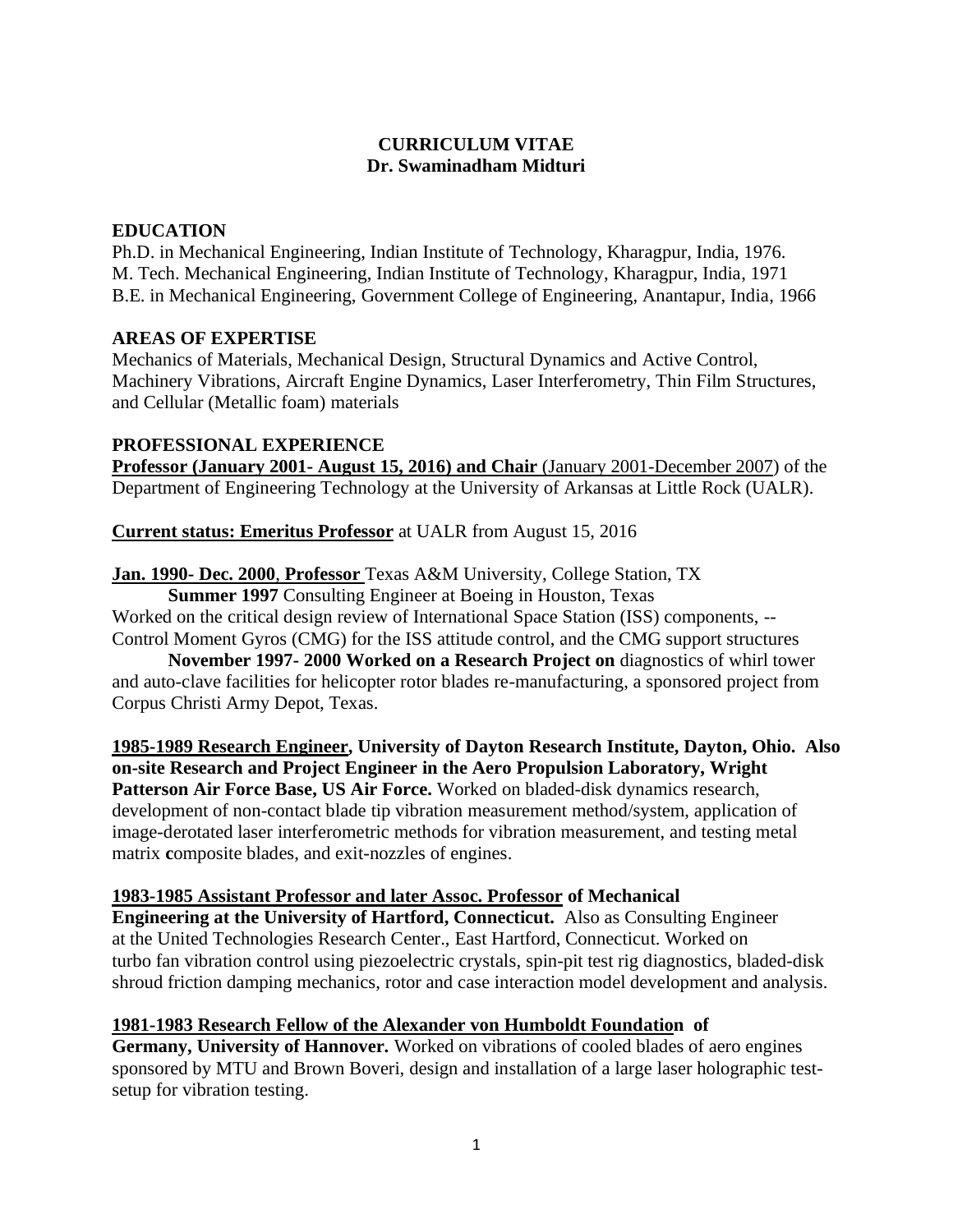# CURRICULUM VITAE
## Dr. Swaminadham Midturi

## EDUCATION

Ph.D. in Mechanical Engineering, Indian Institute of Technology, Kharagpur, India, 1976.
M. Tech. Mechanical Engineering, Indian Institute of Technology, Kharagpur, India, 1971
B.E. in Mechanical Engineering, Government College of Engineering, Anantapur, India, 1966

## AREAS OF EXPERTISE

Mechanics of Materials, Mechanical Design, Structural Dynamics and Active Control, Machinery Vibrations, Aircraft Engine Dynamics, Laser Interferometry, Thin Film Structures, and Cellular (Metallic foam) materials

## PROFESSIONAL EXPERIENCE

**Professor (January 2001- August 15, 2016) and Chair** (January 2001-December 2007) of the Department of Engineering Technology at the University of Arkansas at Little Rock (UALR).

**Current status: Emeritus Professor** at UALR from August 15, 2016

**Jan. 1990- Dec. 2000**, **Professor** Texas A&M University, College Station, TX

**Summer 1997** Consulting Engineer at Boeing in Houston, Texas
Worked on the critical design review of International Space Station (ISS) components, -- Control Moment Gyros (CMG) for the ISS attitude control, and the CMG support structures

**November 1997- 2000 Worked on a Research Project on** diagnostics of whirl tower and auto-clave facilities for helicopter rotor blades re-manufacturing, a sponsored project from Corpus Christi Army Depot, Texas.

**1985-1989 Research Engineer, University of Dayton Research Institute, Dayton, Ohio. Also on-site Research and Project Engineer in the Aero Propulsion Laboratory, Wright Patterson Air Force Base, US Air Force.** Worked on bladed-disk dynamics research, development of non-contact blade tip vibration measurement method/system, application of image-derotated laser interferometric methods for vibration measurement, and testing metal matrix **c**omposite blades, and exit-nozzles of engines.

**1983-1985 Assistant Professor and later Assoc. Professor of Mechanical Engineering at the University of Hartford, Connecticut.** Also as Consulting Engineer at the United Technologies Research Center., East Hartford, Connecticut. Worked on turbo fan vibration control using piezoelectric crystals, spin-pit test rig diagnostics, bladed-disk shroud friction damping mechanics, rotor and case interaction model development and analysis.

**1981-1983 Research Fellow of the Alexander von Humboldt Foundation of Germany, University of Hannover.** Worked on vibrations of cooled blades of aero engines sponsored by MTU and Brown Boveri, design and installation of a large laser holographic test-setup for vibration testing.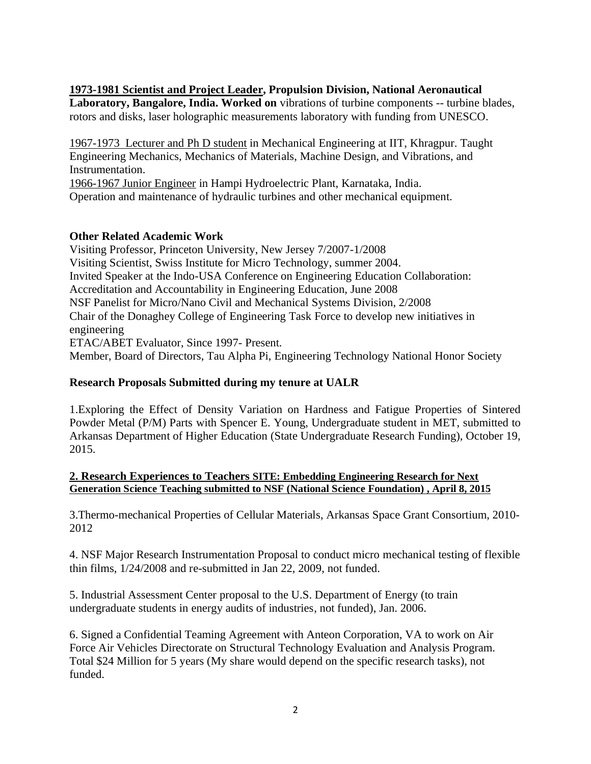**1973-1981 Scientist and Project Leader, Propulsion Division, National Aeronautical Laboratory, Bangalore, India. Worked on** vibrations of turbine components -- turbine blades, rotors and disks, laser holographic measurements laboratory with funding from UNESCO.

1967-1973 Lecturer and Ph D student in Mechanical Engineering at IIT, Khragpur. Taught Engineering Mechanics, Mechanics of Materials, Machine Design, and Vibrations, and Instrumentation.
1966-1967 Junior Engineer in Hampi Hydroelectric Plant, Karnataka, India.
Operation and maintenance of hydraulic turbines and other mechanical equipment.

**Other Related Academic Work**

Visiting Professor, Princeton University, New Jersey 7/2007-1/2008
Visiting Scientist, Swiss Institute for Micro Technology, summer 2004.
Invited Speaker at the Indo-USA Conference on Engineering Education Collaboration: Accreditation and Accountability in Engineering Education, June 2008
NSF Panelist for Micro/Nano Civil and Mechanical Systems Division, 2/2008
Chair of the Donaghey College of Engineering Task Force to develop new initiatives in engineering
ETAC/ABET Evaluator, Since 1997- Present.
Member, Board of Directors, Tau Alpha Pi, Engineering Technology National Honor Society

**Research Proposals Submitted during my tenure at UALR**

1.Exploring the Effect of Density Variation on Hardness and Fatigue Properties of Sintered Powder Metal (P/M) Parts with Spencer E. Young, Undergraduate student in MET, submitted to Arkansas Department of Higher Education (State Undergraduate Research Funding), October 19, 2015.

**2. Research Experiences to Teachers SITE: Embedding Engineering Research for Next Generation Science Teaching submitted to NSF (National Science Foundation) , April 8, 2015**

3.Thermo-mechanical Properties of Cellular Materials, Arkansas Space Grant Consortium, 2010-2012

4. NSF Major Research Instrumentation Proposal to conduct micro mechanical testing of flexible thin films, 1/24/2008 and re-submitted in Jan 22, 2009, not funded.

5. Industrial Assessment Center proposal to the U.S. Department of Energy (to train undergraduate students in energy audits of industries, not funded), Jan. 2006.

6. Signed a Confidential Teaming Agreement with Anteon Corporation, VA to work on Air Force Air Vehicles Directorate on Structural Technology Evaluation and Analysis Program. Total $24 Million for 5 years (My share would depend on the specific research tasks), not funded.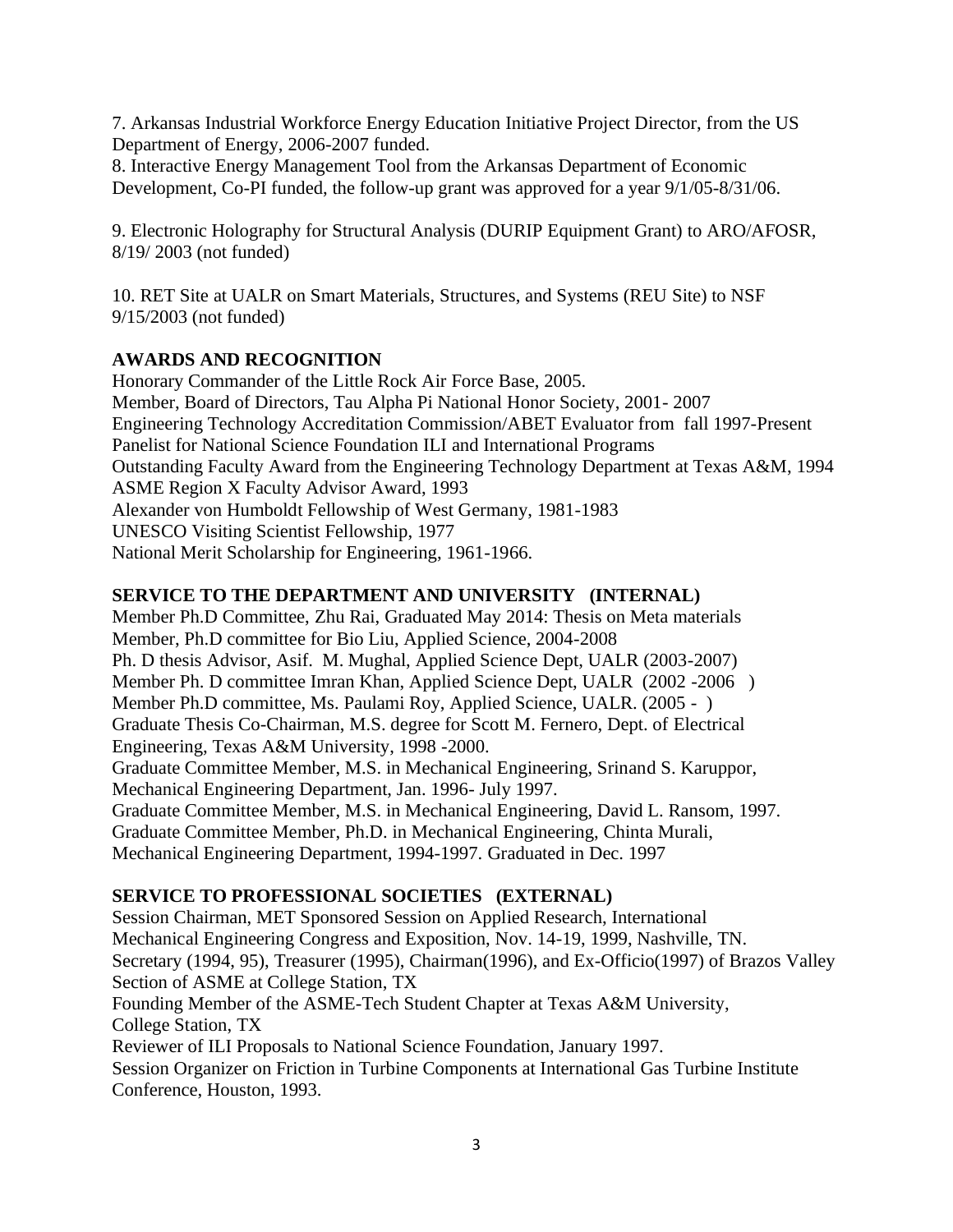7. Arkansas Industrial Workforce Energy Education Initiative Project Director, from the US Department of Energy, 2006-2007 funded.
8. Interactive Energy Management Tool from the Arkansas Department of Economic Development, Co-PI funded, the follow-up grant was approved for a year 9/1/05-8/31/06.

9. Electronic Holography for Structural Analysis (DURIP Equipment Grant) to ARO/AFOSR, 8/19/ 2003 (not funded)

10. RET Site at UALR on Smart Materials, Structures, and Systems (REU Site) to NSF 9/15/2003 (not funded)

**AWARDS AND RECOGNITION**

Honorary Commander of the Little Rock Air Force Base, 2005.
Member, Board of Directors, Tau Alpha Pi National Honor Society, 2001- 2007
Engineering Technology Accreditation Commission/ABET Evaluator from fall 1997-Present
Panelist for National Science Foundation ILI and International Programs
Outstanding Faculty Award from the Engineering Technology Department at Texas A&M, 1994
ASME Region X Faculty Advisor Award, 1993
Alexander von Humboldt Fellowship of West Germany, 1981-1983
UNESCO Visiting Scientist Fellowship, 1977
National Merit Scholarship for Engineering, 1961-1966.

**SERVICE TO THE DEPARTMENT AND UNIVERSITY (INTERNAL)**

Member Ph.D Committee, Zhu Rai, Graduated May 2014: Thesis on Meta materials
Member, Ph.D committee for Bio Liu, Applied Science, 2004-2008
Ph. D thesis Advisor, Asif. M. Mughal, Applied Science Dept, UALR (2003-2007)
Member Ph. D committee Imran Khan, Applied Science Dept, UALR (2002 -2006 )
Member Ph.D committee, Ms. Paulami Roy, Applied Science, UALR. (2005 - )
Graduate Thesis Co-Chairman, M.S. degree for Scott M. Fernero, Dept. of Electrical Engineering, Texas A&M University, 1998 -2000.
Graduate Committee Member, M.S. in Mechanical Engineering, Srinand S. Karuppor, Mechanical Engineering Department, Jan. 1996- July 1997.
Graduate Committee Member, M.S. in Mechanical Engineering, David L. Ransom, 1997.
Graduate Committee Member, Ph.D. in Mechanical Engineering, Chinta Murali, Mechanical Engineering Department, 1994-1997. Graduated in Dec. 1997

**SERVICE TO PROFESSIONAL SOCIETIES (EXTERNAL)**

Session Chairman, MET Sponsored Session on Applied Research, International Mechanical Engineering Congress and Exposition, Nov. 14-19, 1999, Nashville, TN.
Secretary (1994, 95), Treasurer (1995), Chairman(1996), and Ex-Officio(1997) of Brazos Valley Section of ASME at College Station, TX
Founding Member of the ASME-Tech Student Chapter at Texas A&M University, College Station, TX
Reviewer of ILI Proposals to National Science Foundation, January 1997.
Session Organizer on Friction in Turbine Components at International Gas Turbine Institute Conference, Houston, 1993.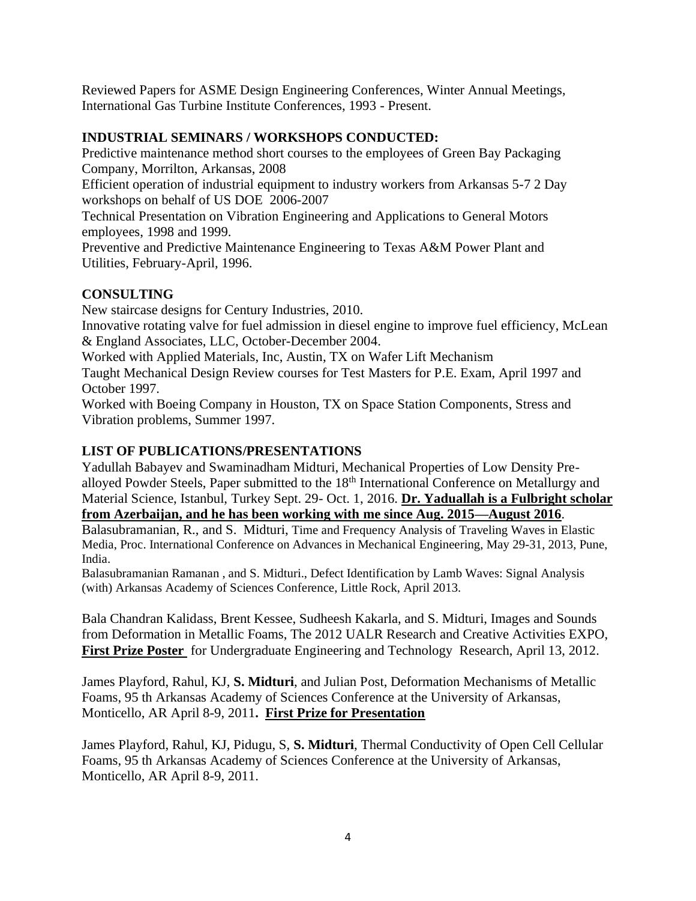Reviewed Papers for ASME Design Engineering Conferences, Winter Annual Meetings, International Gas Turbine Institute Conferences, 1993 - Present.

## INDUSTRIAL SEMINARS / WORKSHOPS CONDUCTED:

Predictive maintenance method short courses to the employees of Green Bay Packaging Company, Morrilton, Arkansas, 2008

Efficient operation of industrial equipment to industry workers from Arkansas 5-7 2 Day workshops on behalf of US DOE 2006-2007

Technical Presentation on Vibration Engineering and Applications to General Motors employees, 1998 and 1999.

Preventive and Predictive Maintenance Engineering to Texas A&M Power Plant and Utilities, February-April, 1996.

## CONSULTING

New staircase designs for Century Industries, 2010.

Innovative rotating valve for fuel admission in diesel engine to improve fuel efficiency, McLean & England Associates, LLC, October-December 2004.

Worked with Applied Materials, Inc, Austin, TX on Wafer Lift Mechanism

Taught Mechanical Design Review courses for Test Masters for P.E. Exam, April 1997 and October 1997.

Worked with Boeing Company in Houston, TX on Space Station Components, Stress and Vibration problems, Summer 1997.

## LIST OF PUBLICATIONS/PRESENTATIONS

Yadullah Babayev and Swaminadham Midturi, Mechanical Properties of Low Density Pre-alloyed Powder Steels, Paper submitted to the 18th International Conference on Metallurgy and Material Science, Istanbul, Turkey Sept. 29- Oct. 1, 2016. **Dr. Yaduallah is a Fulbright scholar from Azerbaijan, and he has been working with me since Aug. 2015—August 2016**.

Balasubramanian, R., and S. Midturi, Time and Frequency Analysis of Traveling Waves in Elastic Media, Proc. International Conference on Advances in Mechanical Engineering, May 29-31, 2013, Pune, India.

Balasubramanian Ramanan , and S. Midturi., Defect Identification by Lamb Waves: Signal Analysis (with) Arkansas Academy of Sciences Conference, Little Rock, April 2013.

Bala Chandran Kalidass, Brent Kessee, Sudheesh Kakarla, and S. Midturi, Images and Sounds from Deformation in Metallic Foams, The 2012 UALR Research and Creative Activities EXPO, **First Prize Poster** for Undergraduate Engineering and Technology Research, April 13, 2012.

James Playford, Rahul, KJ, **S. Midturi**, and Julian Post, Deformation Mechanisms of Metallic Foams, 95 th Arkansas Academy of Sciences Conference at the University of Arkansas, Monticello, AR April 8-9, 2011**. First Prize for Presentation**

James Playford, Rahul, KJ, Pidugu, S, **S. Midturi**, Thermal Conductivity of Open Cell Cellular Foams, 95 th Arkansas Academy of Sciences Conference at the University of Arkansas, Monticello, AR April 8-9, 2011.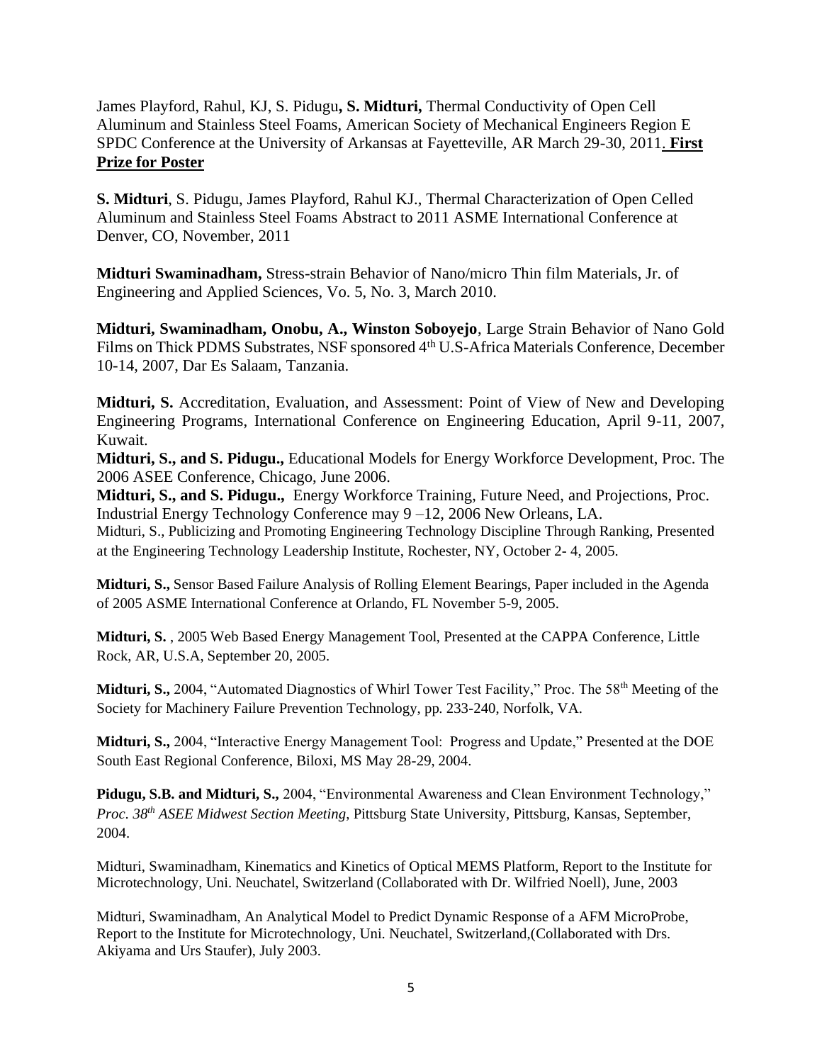James Playford, Rahul, KJ, S. Pidugu**, S. Midturi,** Thermal Conductivity of Open Cell Aluminum and Stainless Steel Foams, American Society of Mechanical Engineers Region E SPDC Conference at the University of Arkansas at Fayetteville, AR March 29-30, 2011. **First Prize for Poster**

**S. Midturi**, S. Pidugu, James Playford, Rahul KJ., Thermal Characterization of Open Celled Aluminum and Stainless Steel Foams Abstract to 2011 ASME International Conference at Denver, CO, November, 2011

**Midturi Swaminadham,** Stress-strain Behavior of Nano/micro Thin film Materials, Jr. of Engineering and Applied Sciences, Vo. 5, No. 3, March 2010.

**Midturi, Swaminadham, Onobu, A., Winston Soboyejo**, Large Strain Behavior of Nano Gold Films on Thick PDMS Substrates, NSF sponsored 4th U.S-Africa Materials Conference, December 10-14, 2007, Dar Es Salaam, Tanzania.

**Midturi, S.** Accreditation, Evaluation, and Assessment: Point of View of New and Developing Engineering Programs, International Conference on Engineering Education, April 9-11, 2007, Kuwait.

**Midturi, S., and S. Pidugu.,** Educational Models for Energy Workforce Development, Proc. The 2006 ASEE Conference, Chicago, June 2006.

**Midturi, S., and S. Pidugu.,** Energy Workforce Training, Future Need, and Projections, Proc. Industrial Energy Technology Conference may 9 –12, 2006 New Orleans, LA.

Midturi, S., Publicizing and Promoting Engineering Technology Discipline Through Ranking, Presented at the Engineering Technology Leadership Institute, Rochester, NY, October 2- 4, 2005.

**Midturi, S.,** Sensor Based Failure Analysis of Rolling Element Bearings, Paper included in the Agenda of 2005 ASME International Conference at Orlando, FL November 5-9, 2005.

**Midturi, S.** , 2005 Web Based Energy Management Tool, Presented at the CAPPA Conference, Little Rock, AR, U.S.A, September 20, 2005.

**Midturi, S.,** 2004, "Automated Diagnostics of Whirl Tower Test Facility," Proc. The 58th Meeting of the Society for Machinery Failure Prevention Technology, pp. 233-240, Norfolk, VA.

**Midturi, S.,** 2004, "Interactive Energy Management Tool: Progress and Update," Presented at the DOE South East Regional Conference, Biloxi, MS May 28-29, 2004.

**Pidugu, S.B. and Midturi, S.,** 2004, "Environmental Awareness and Clean Environment Technology," *Proc. 38th ASEE Midwest Section Meeting*, Pittsburg State University, Pittsburg, Kansas, September, 2004.

Midturi, Swaminadham, Kinematics and Kinetics of Optical MEMS Platform, Report to the Institute for Microtechnology, Uni. Neuchatel, Switzerland (Collaborated with Dr. Wilfried Noell), June, 2003

Midturi, Swaminadham, An Analytical Model to Predict Dynamic Response of a AFM MicroProbe, Report to the Institute for Microtechnology, Uni. Neuchatel, Switzerland,(Collaborated with Drs. Akiyama and Urs Staufer), July 2003.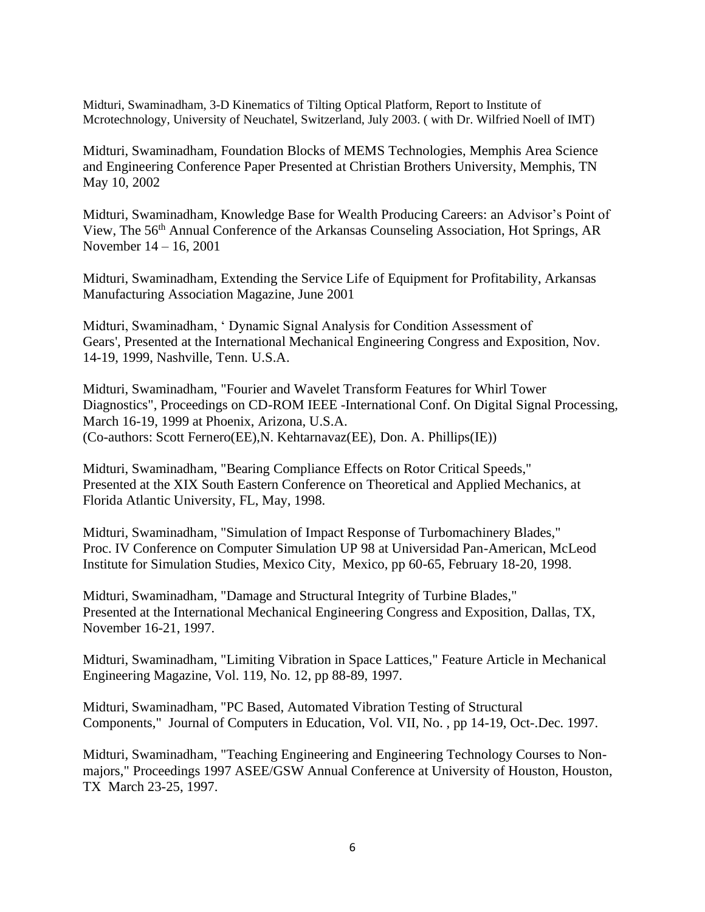Midturi, Swaminadham, 3-D Kinematics of Tilting Optical Platform, Report to Institute of Mcrotechnology, University of Neuchatel, Switzerland, July 2003. ( with Dr. Wilfried Noell of IMT)

Midturi, Swaminadham, Foundation Blocks of MEMS Technologies, Memphis Area Science and Engineering Conference Paper Presented at Christian Brothers University, Memphis, TN May 10, 2002

Midturi, Swaminadham, Knowledge Base for Wealth Producing Careers: an Advisor's Point of View, The 56th Annual Conference of the Arkansas Counseling Association, Hot Springs, AR November 14 – 16, 2001

Midturi, Swaminadham, Extending the Service Life of Equipment for Profitability, Arkansas Manufacturing Association Magazine, June 2001

Midturi, Swaminadham, ' Dynamic Signal Analysis for Condition Assessment of Gears', Presented at the International Mechanical Engineering Congress and Exposition, Nov. 14-19, 1999, Nashville, Tenn. U.S.A.

Midturi, Swaminadham, "Fourier and Wavelet Transform Features for Whirl Tower Diagnostics", Proceedings on CD-ROM IEEE -International Conf. On Digital Signal Processing, March 16-19, 1999 at Phoenix, Arizona, U.S.A.
(Co-authors: Scott Fernero(EE),N. Kehtarnavaz(EE), Don. A. Phillips(IE))

Midturi, Swaminadham, "Bearing Compliance Effects on Rotor Critical Speeds," Presented at the XIX South Eastern Conference on Theoretical and Applied Mechanics, at Florida Atlantic University, FL, May, 1998.

Midturi, Swaminadham, "Simulation of Impact Response of Turbomachinery Blades," Proc. IV Conference on Computer Simulation UP 98 at Universidad Pan-American, McLeod Institute for Simulation Studies, Mexico City, Mexico, pp 60-65, February 18-20, 1998.

Midturi, Swaminadham, "Damage and Structural Integrity of Turbine Blades," Presented at the International Mechanical Engineering Congress and Exposition, Dallas, TX, November 16-21, 1997.

Midturi, Swaminadham, "Limiting Vibration in Space Lattices," Feature Article in Mechanical Engineering Magazine, Vol. 119, No. 12, pp 88-89, 1997.

Midturi, Swaminadham, "PC Based, Automated Vibration Testing of Structural Components," Journal of Computers in Education, Vol. VII, No. , pp 14-19, Oct-.Dec. 1997.

Midturi, Swaminadham, "Teaching Engineering and Engineering Technology Courses to Non-majors," Proceedings 1997 ASEE/GSW Annual Conference at University of Houston, Houston, TX March 23-25, 1997.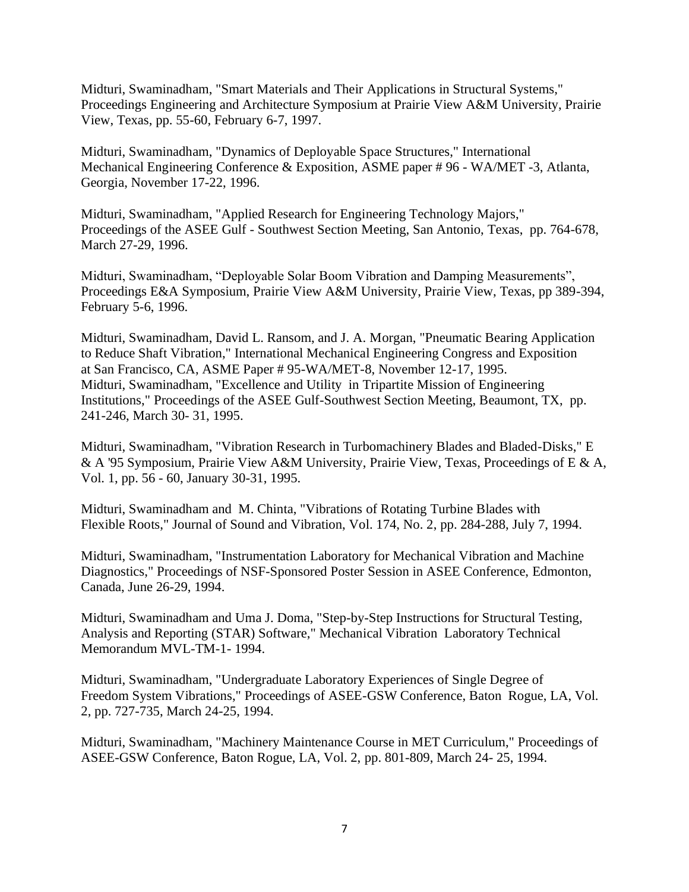Midturi, Swaminadham, "Smart Materials and Their Applications in Structural Systems," Proceedings Engineering and Architecture Symposium at Prairie View A&M University, Prairie View, Texas, pp. 55-60, February 6-7, 1997.

Midturi, Swaminadham, "Dynamics of Deployable Space Structures," International Mechanical Engineering Conference & Exposition, ASME paper # 96 - WA/MET -3, Atlanta, Georgia, November 17-22, 1996.

Midturi, Swaminadham, "Applied Research for Engineering Technology Majors," Proceedings of the ASEE Gulf - Southwest Section Meeting, San Antonio, Texas, pp. 764-678, March 27-29, 1996.

Midturi, Swaminadham, "Deployable Solar Boom Vibration and Damping Measurements", Proceedings E&A Symposium, Prairie View A&M University, Prairie View, Texas, pp 389-394, February 5-6, 1996.

Midturi, Swaminadham, David L. Ransom, and J. A. Morgan, "Pneumatic Bearing Application to Reduce Shaft Vibration," International Mechanical Engineering Congress and Exposition at San Francisco, CA, ASME Paper # 95-WA/MET-8, November 12-17, 1995.

Midturi, Swaminadham, "Excellence and Utility in Tripartite Mission of Engineering Institutions," Proceedings of the ASEE Gulf-Southwest Section Meeting, Beaumont, TX, pp. 241-246, March 30- 31, 1995.

Midturi, Swaminadham, "Vibration Research in Turbomachinery Blades and Bladed-Disks," E & A '95 Symposium, Prairie View A&M University, Prairie View, Texas, Proceedings of E & A, Vol. 1, pp. 56 - 60, January 30-31, 1995.

Midturi, Swaminadham and M. Chinta, "Vibrations of Rotating Turbine Blades with Flexible Roots," Journal of Sound and Vibration, Vol. 174, No. 2, pp. 284-288, July 7, 1994.

Midturi, Swaminadham, "Instrumentation Laboratory for Mechanical Vibration and Machine Diagnostics," Proceedings of NSF-Sponsored Poster Session in ASEE Conference, Edmonton, Canada, June 26-29, 1994.

Midturi, Swaminadham and Uma J. Doma, "Step-by-Step Instructions for Structural Testing, Analysis and Reporting (STAR) Software," Mechanical Vibration Laboratory Technical Memorandum MVL-TM-1- 1994.

Midturi, Swaminadham, "Undergraduate Laboratory Experiences of Single Degree of Freedom System Vibrations," Proceedings of ASEE-GSW Conference, Baton Rogue, LA, Vol. 2, pp. 727-735, March 24-25, 1994.

Midturi, Swaminadham, "Machinery Maintenance Course in MET Curriculum," Proceedings of ASEE-GSW Conference, Baton Rogue, LA, Vol. 2, pp. 801-809, March 24- 25, 1994.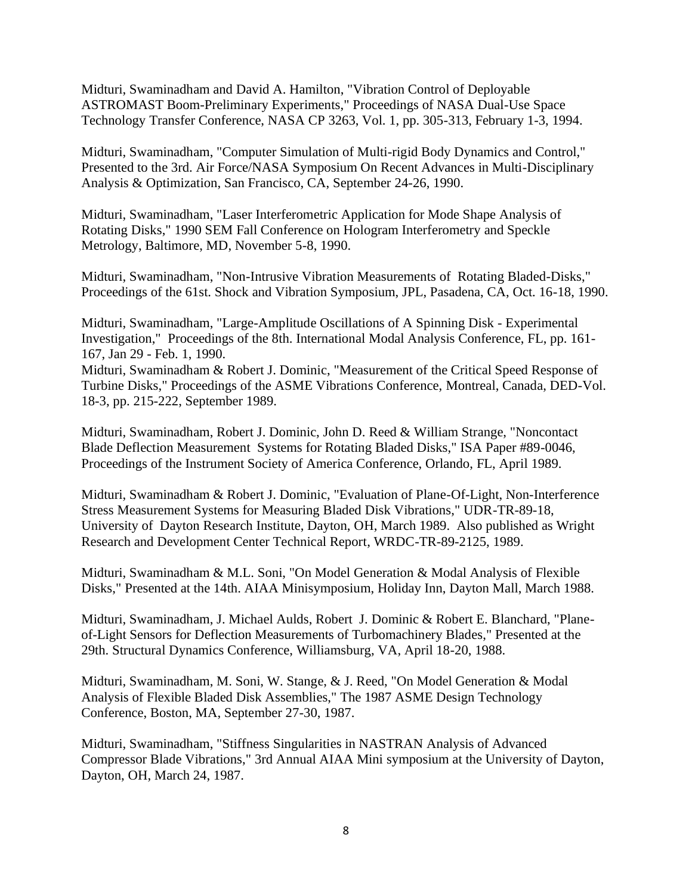Midturi, Swaminadham and David A. Hamilton, "Vibration Control of Deployable ASTROMAST Boom-Preliminary Experiments," Proceedings of NASA Dual-Use Space Technology Transfer Conference, NASA CP 3263, Vol. 1, pp. 305-313, February 1-3, 1994.

Midturi, Swaminadham, "Computer Simulation of Multi-rigid Body Dynamics and Control," Presented to the 3rd. Air Force/NASA Symposium On Recent Advances in Multi-Disciplinary Analysis & Optimization, San Francisco, CA, September 24-26, 1990.

Midturi, Swaminadham, "Laser Interferometric Application for Mode Shape Analysis of Rotating Disks," 1990 SEM Fall Conference on Hologram Interferometry and Speckle Metrology, Baltimore, MD, November 5-8, 1990.

Midturi, Swaminadham, "Non-Intrusive Vibration Measurements of Rotating Bladed-Disks," Proceedings of the 61st. Shock and Vibration Symposium, JPL, Pasadena, CA, Oct. 16-18, 1990.

Midturi, Swaminadham, "Large-Amplitude Oscillations of A Spinning Disk - Experimental Investigation," Proceedings of the 8th. International Modal Analysis Conference, FL, pp. 161-167, Jan 29 - Feb. 1, 1990.
Midturi, Swaminadham & Robert J. Dominic, "Measurement of the Critical Speed Response of Turbine Disks," Proceedings of the ASME Vibrations Conference, Montreal, Canada, DED-Vol. 18-3, pp. 215-222, September 1989.

Midturi, Swaminadham, Robert J. Dominic, John D. Reed & William Strange, "Noncontact Blade Deflection Measurement Systems for Rotating Bladed Disks," ISA Paper #89-0046, Proceedings of the Instrument Society of America Conference, Orlando, FL, April 1989.

Midturi, Swaminadham & Robert J. Dominic, "Evaluation of Plane-Of-Light, Non-Interference Stress Measurement Systems for Measuring Bladed Disk Vibrations," UDR-TR-89-18, University of Dayton Research Institute, Dayton, OH, March 1989. Also published as Wright Research and Development Center Technical Report, WRDC-TR-89-2125, 1989.

Midturi, Swaminadham & M.L. Soni, "On Model Generation & Modal Analysis of Flexible Disks," Presented at the 14th. AIAA Minisymposium, Holiday Inn, Dayton Mall, March 1988.

Midturi, Swaminadham, J. Michael Aulds, Robert J. Dominic & Robert E. Blanchard, "Plane-of-Light Sensors for Deflection Measurements of Turbomachinery Blades," Presented at the 29th. Structural Dynamics Conference, Williamsburg, VA, April 18-20, 1988.

Midturi, Swaminadham, M. Soni, W. Stange, & J. Reed, "On Model Generation & Modal Analysis of Flexible Bladed Disk Assemblies," The 1987 ASME Design Technology Conference, Boston, MA, September 27-30, 1987.

Midturi, Swaminadham, "Stiffness Singularities in NASTRAN Analysis of Advanced Compressor Blade Vibrations," 3rd Annual AIAA Mini symposium at the University of Dayton, Dayton, OH, March 24, 1987.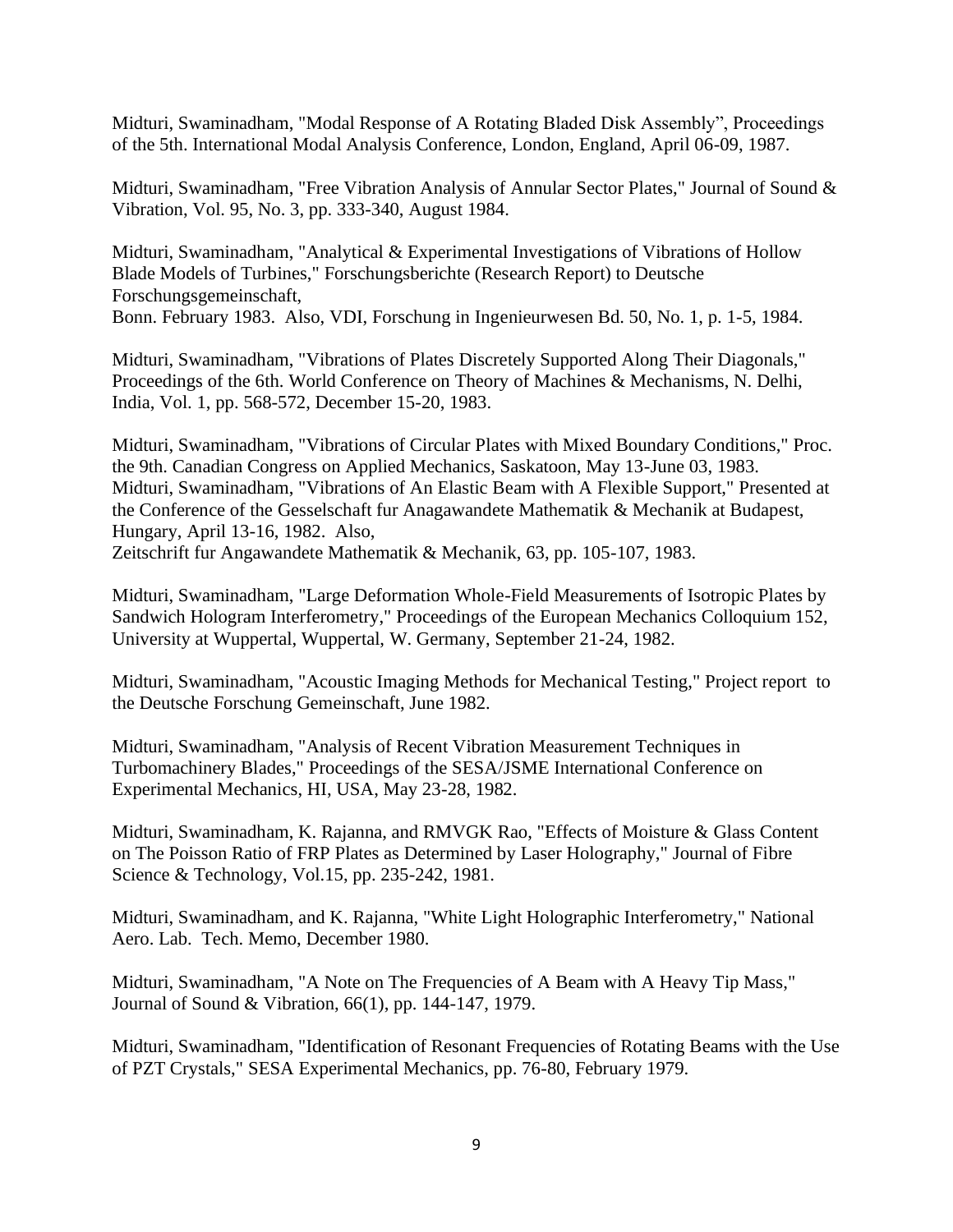Midturi, Swaminadham, "Modal Response of A Rotating Bladed Disk Assembly", Proceedings of the 5th. International Modal Analysis Conference, London, England, April 06-09, 1987.

Midturi, Swaminadham, "Free Vibration Analysis of Annular Sector Plates," Journal of Sound & Vibration, Vol. 95, No. 3, pp. 333-340, August 1984.

Midturi, Swaminadham, "Analytical & Experimental Investigations of Vibrations of Hollow Blade Models of Turbines," Forschungsberichte (Research Report) to Deutsche Forschungsgemeinschaft,
Bonn. February 1983. Also, VDI, Forschung in Ingenieurwesen Bd. 50, No. 1, p. 1-5, 1984.

Midturi, Swaminadham, "Vibrations of Plates Discretely Supported Along Their Diagonals," Proceedings of the 6th. World Conference on Theory of Machines & Mechanisms, N. Delhi, India, Vol. 1, pp. 568-572, December 15-20, 1983.

Midturi, Swaminadham, "Vibrations of Circular Plates with Mixed Boundary Conditions," Proc. the 9th. Canadian Congress on Applied Mechanics, Saskatoon, May 13-June 03, 1983.
Midturi, Swaminadham, "Vibrations of An Elastic Beam with A Flexible Support," Presented at the Conference of the Gesselschaft fur Anagawandete Mathematik & Mechanik at Budapest, Hungary, April 13-16, 1982. Also,
Zeitschrift fur Angawandete Mathematik & Mechanik, 63, pp. 105-107, 1983.

Midturi, Swaminadham, "Large Deformation Whole-Field Measurements of Isotropic Plates by Sandwich Hologram Interferometry," Proceedings of the European Mechanics Colloquium 152, University at Wuppertal, Wuppertal, W. Germany, September 21-24, 1982.

Midturi, Swaminadham, "Acoustic Imaging Methods for Mechanical Testing," Project report to the Deutsche Forschung Gemeinschaft, June 1982.

Midturi, Swaminadham, "Analysis of Recent Vibration Measurement Techniques in Turbomachinery Blades," Proceedings of the SESA/JSME International Conference on Experimental Mechanics, HI, USA, May 23-28, 1982.

Midturi, Swaminadham, K. Rajanna, and RMVGK Rao, "Effects of Moisture & Glass Content on The Poisson Ratio of FRP Plates as Determined by Laser Holography," Journal of Fibre Science & Technology, Vol.15, pp. 235-242, 1981.

Midturi, Swaminadham, and K. Rajanna, "White Light Holographic Interferometry," National Aero. Lab. Tech. Memo, December 1980.

Midturi, Swaminadham, "A Note on The Frequencies of A Beam with A Heavy Tip Mass," Journal of Sound & Vibration, 66(1), pp. 144-147, 1979.

Midturi, Swaminadham, "Identification of Resonant Frequencies of Rotating Beams with the Use of PZT Crystals," SESA Experimental Mechanics, pp. 76-80, February 1979.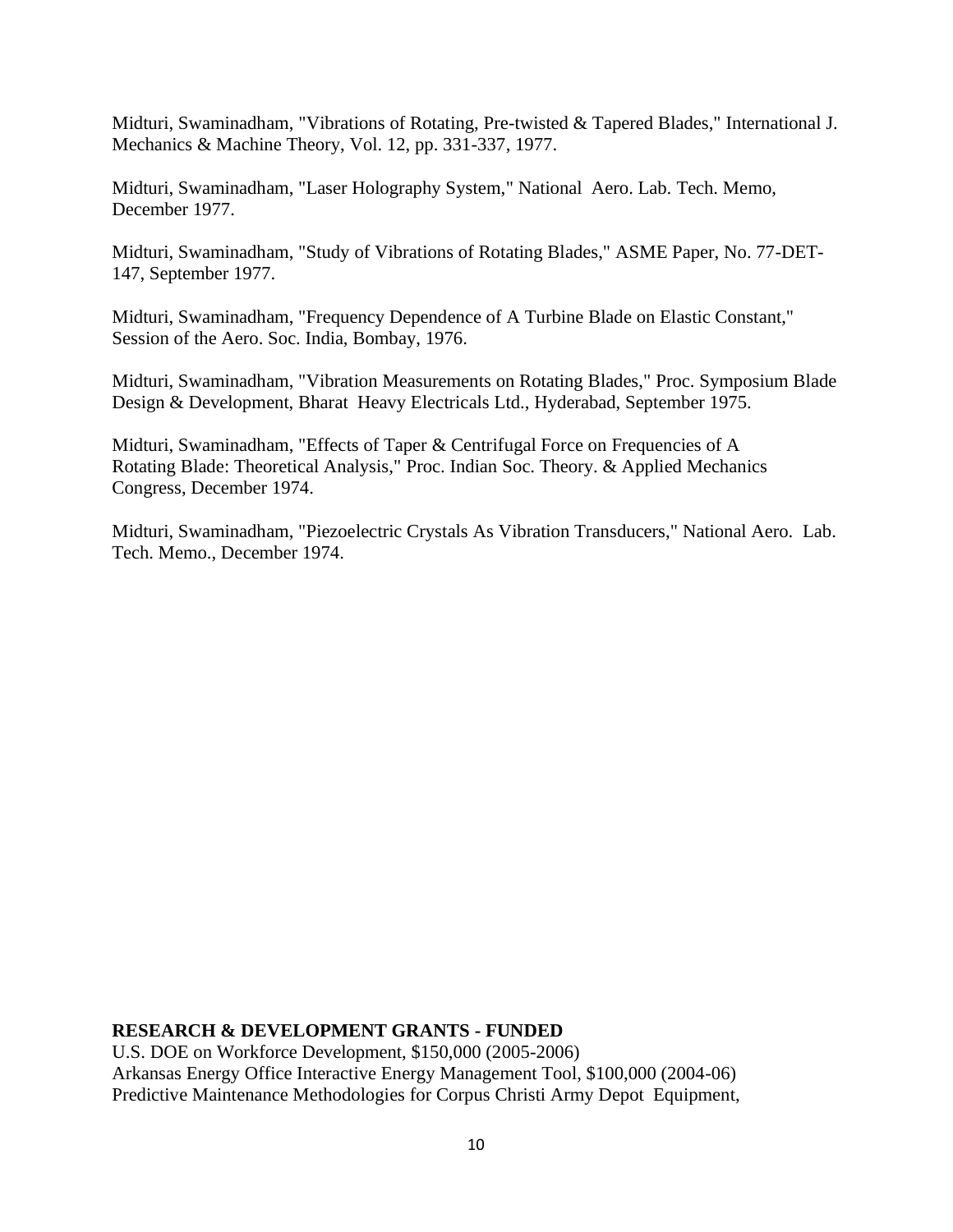Midturi, Swaminadham, "Vibrations of Rotating, Pre-twisted & Tapered Blades," International J. Mechanics & Machine Theory, Vol. 12, pp. 331-337, 1977.

Midturi, Swaminadham, "Laser Holography System," National Aero. Lab. Tech. Memo, December 1977.

Midturi, Swaminadham, "Study of Vibrations of Rotating Blades," ASME Paper, No. 77-DET-147, September 1977.

Midturi, Swaminadham, "Frequency Dependence of A Turbine Blade on Elastic Constant," Session of the Aero. Soc. India, Bombay, 1976.

Midturi, Swaminadham, "Vibration Measurements on Rotating Blades," Proc. Symposium Blade Design & Development, Bharat Heavy Electricals Ltd., Hyderabad, September 1975.

Midturi, Swaminadham, "Effects of Taper & Centrifugal Force on Frequencies of A Rotating Blade: Theoretical Analysis," Proc. Indian Soc. Theory. & Applied Mechanics Congress, December 1974.

Midturi, Swaminadham, "Piezoelectric Crystals As Vibration Transducers," National Aero. Lab. Tech. Memo., December 1974.

**RESEARCH & DEVELOPMENT GRANTS - FUNDED**

U.S. DOE on Workforce Development, $150,000 (2005-2006)
Arkansas Energy Office Interactive Energy Management Tool, $100,000 (2004-06)
Predictive Maintenance Methodologies for Corpus Christi Army Depot Equipment,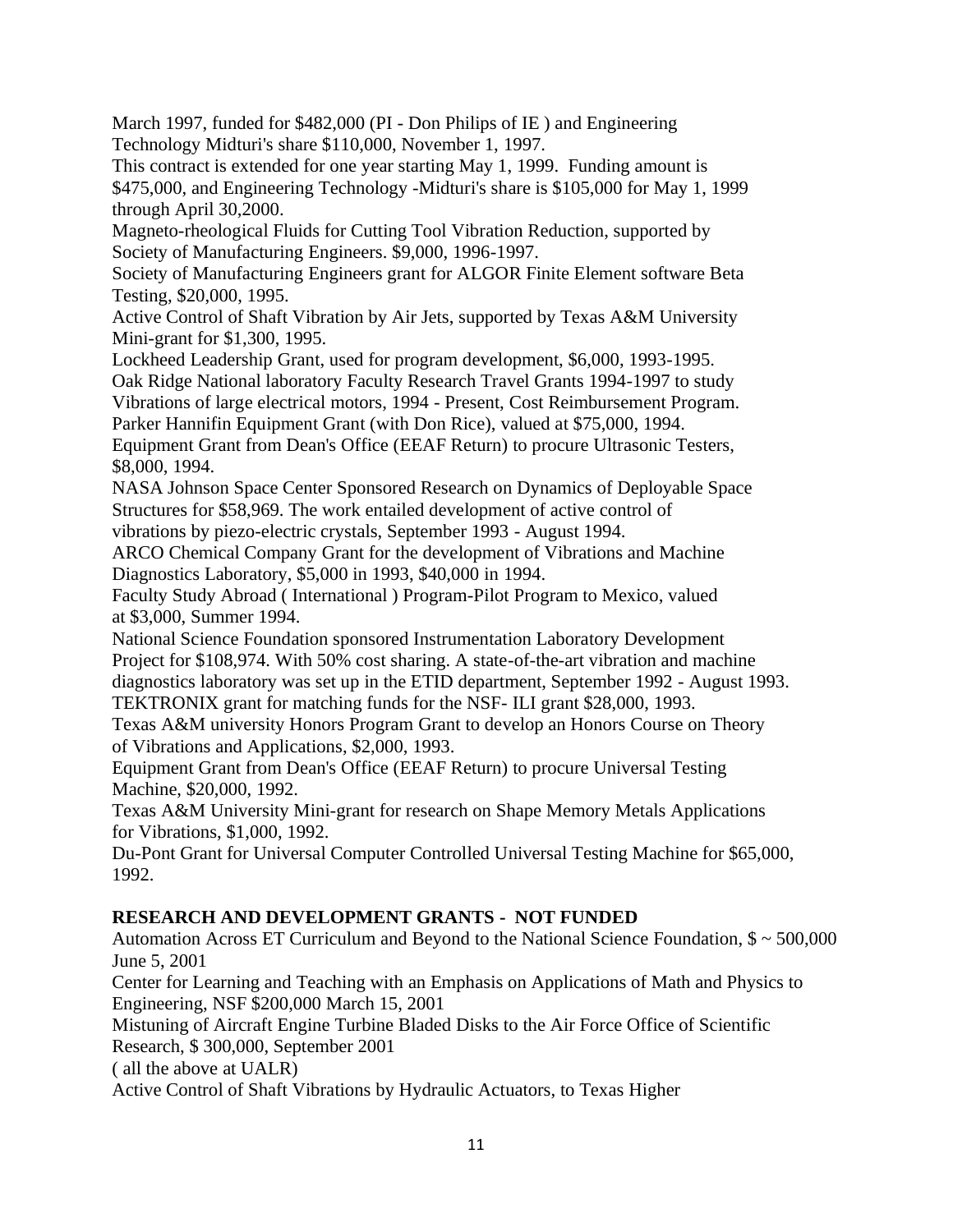March 1997, funded for $482,000 (PI - Don Philips of IE ) and Engineering Technology Midturi's share $110,000, November 1, 1997.

This contract is extended for one year starting May 1, 1999. Funding amount is $475,000, and Engineering Technology -Midturi's share is $105,000 for May 1, 1999 through April 30,2000.

Magneto-rheological Fluids for Cutting Tool Vibration Reduction, supported by Society of Manufacturing Engineers. $9,000, 1996-1997.

Society of Manufacturing Engineers grant for ALGOR Finite Element software Beta Testing, $20,000, 1995.

Active Control of Shaft Vibration by Air Jets, supported by Texas A&M University Mini-grant for $1,300, 1995.

Lockheed Leadership Grant, used for program development, $6,000, 1993-1995.

Oak Ridge National laboratory Faculty Research Travel Grants 1994-1997 to study Vibrations of large electrical motors, 1994 - Present, Cost Reimbursement Program.

Parker Hannifin Equipment Grant (with Don Rice), valued at $75,000, 1994.

Equipment Grant from Dean's Office (EEAF Return) to procure Ultrasonic Testers, $8,000, 1994.

NASA Johnson Space Center Sponsored Research on Dynamics of Deployable Space Structures for $58,969. The work entailed development of active control of vibrations by piezo-electric crystals, September 1993 - August 1994.

ARCO Chemical Company Grant for the development of Vibrations and Machine Diagnostics Laboratory, $5,000 in 1993, $40,000 in 1994.

Faculty Study Abroad ( International ) Program-Pilot Program to Mexico, valued at $3,000, Summer 1994.

National Science Foundation sponsored Instrumentation Laboratory Development Project for $108,974. With 50% cost sharing. A state-of-the-art vibration and machine diagnostics laboratory was set up in the ETID department, September 1992 - August 1993.

TEKTRONIX grant for matching funds for the NSF- ILI grant $28,000, 1993.

Texas A&M university Honors Program Grant to develop an Honors Course on Theory of Vibrations and Applications, $2,000, 1993.

Equipment Grant from Dean's Office (EEAF Return) to procure Universal Testing Machine, $20,000, 1992.

Texas A&M University Mini-grant for research on Shape Memory Metals Applications for Vibrations, $1,000, 1992.

Du-Pont Grant for Universal Computer Controlled Universal Testing Machine for $65,000, 1992.

**RESEARCH AND DEVELOPMENT GRANTS - NOT FUNDED**

Automation Across ET Curriculum and Beyond to the National Science Foundation, $ ~ 500,000 June 5, 2001

Center for Learning and Teaching with an Emphasis on Applications of Math and Physics to Engineering, NSF $200,000 March 15, 2001

Mistuning of Aircraft Engine Turbine Bladed Disks to the Air Force Office of Scientific Research, $ 300,000, September 2001

( all the above at UALR)

Active Control of Shaft Vibrations by Hydraulic Actuators, to Texas Higher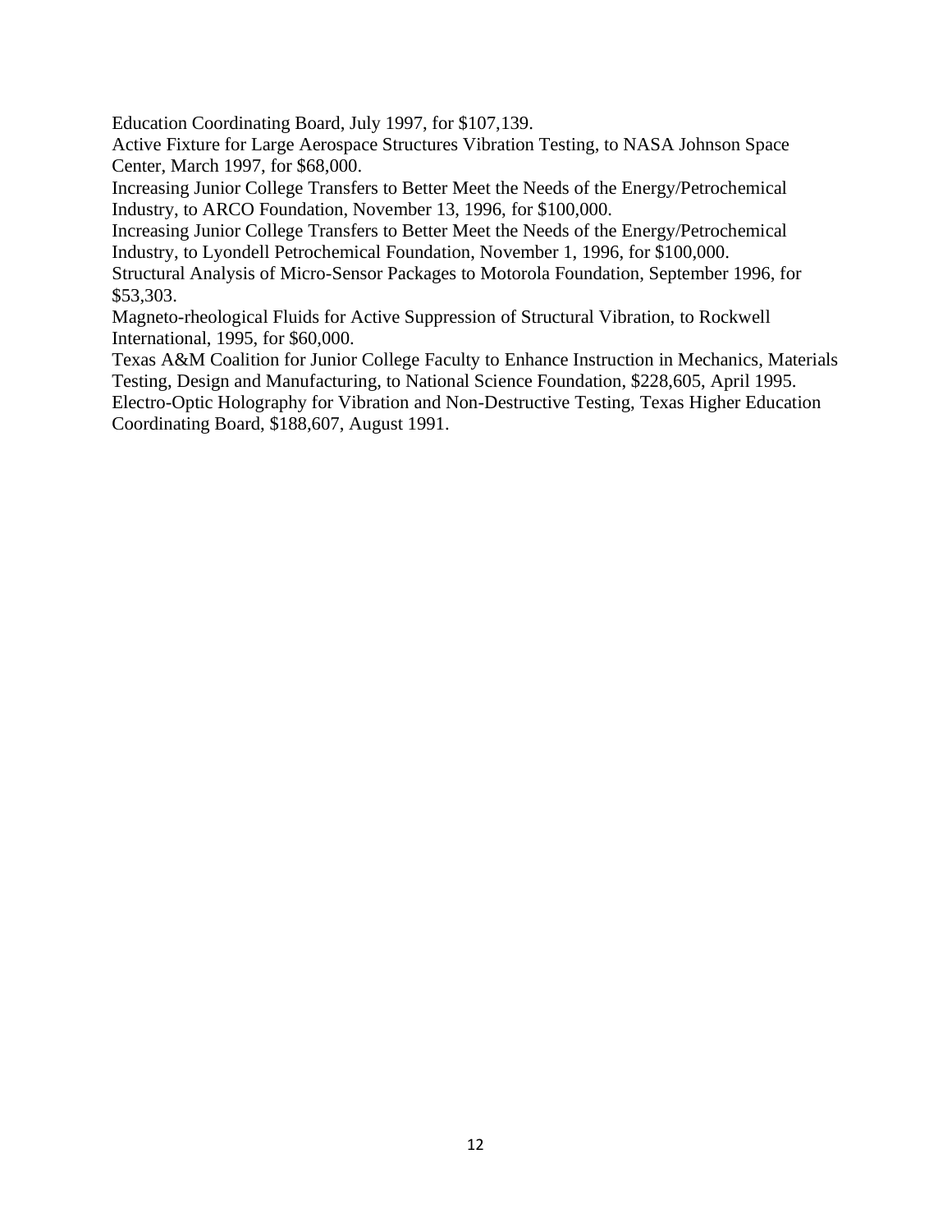Education Coordinating Board, July 1997, for $107,139.

Active Fixture for Large Aerospace Structures Vibration Testing, to NASA Johnson Space Center, March 1997, for $68,000.

Increasing Junior College Transfers to Better Meet the Needs of the Energy/Petrochemical Industry, to ARCO Foundation, November 13, 1996, for $100,000.

Increasing Junior College Transfers to Better Meet the Needs of the Energy/Petrochemical Industry, to Lyondell Petrochemical Foundation, November 1, 1996, for $100,000.

Structural Analysis of Micro-Sensor Packages to Motorola Foundation, September 1996, for $53,303.

Magneto-rheological Fluids for Active Suppression of Structural Vibration, to Rockwell International, 1995, for $60,000.

Texas A&M Coalition for Junior College Faculty to Enhance Instruction in Mechanics, Materials Testing, Design and Manufacturing, to National Science Foundation, $228,605, April 1995.

Electro-Optic Holography for Vibration and Non-Destructive Testing, Texas Higher Education Coordinating Board, $188,607, August 1991.